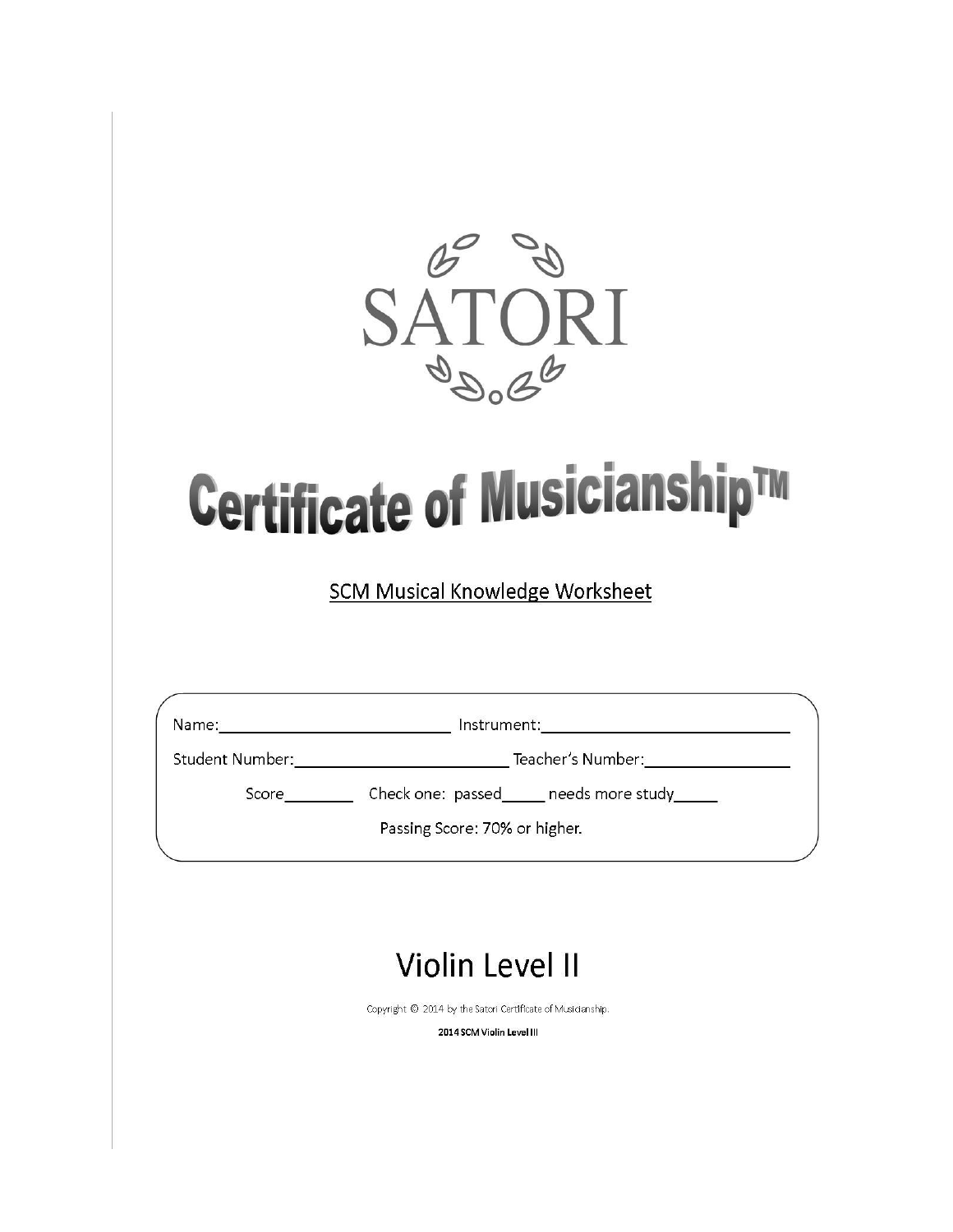# SATORI

# Certificate of Musicianship™

## SCM Musical Knowledge Worksheet

Name:\_\_\_\_\_\_\_\_\_\_\_\_\_\_\_\_\_\_\_\_\_\_\_\_\_\_ Instrument:\_\_\_\_\_\_\_\_\_\_\_\_\_\_\_\_\_\_\_\_\_\_\_\_\_\_\_\_

Student Number:\_\_\_\_\_\_\_\_\_\_\_\_\_\_\_\_\_\_\_\_\_\_\_\_\_ Teacher's Number:\_\_\_\_\_\_\_\_\_\_\_\_\_\_\_\_\_

Score\_\_\_\_\_\_\_\_ Check one: passed\_\_\_\_\_ needs more study\_\_\_\_\_

Passing Score: 70% or higher.

# Violin Level II

Copyright © 2014 by the Satori Certificate of Musicianship.

**2014 SCM Violin Level III**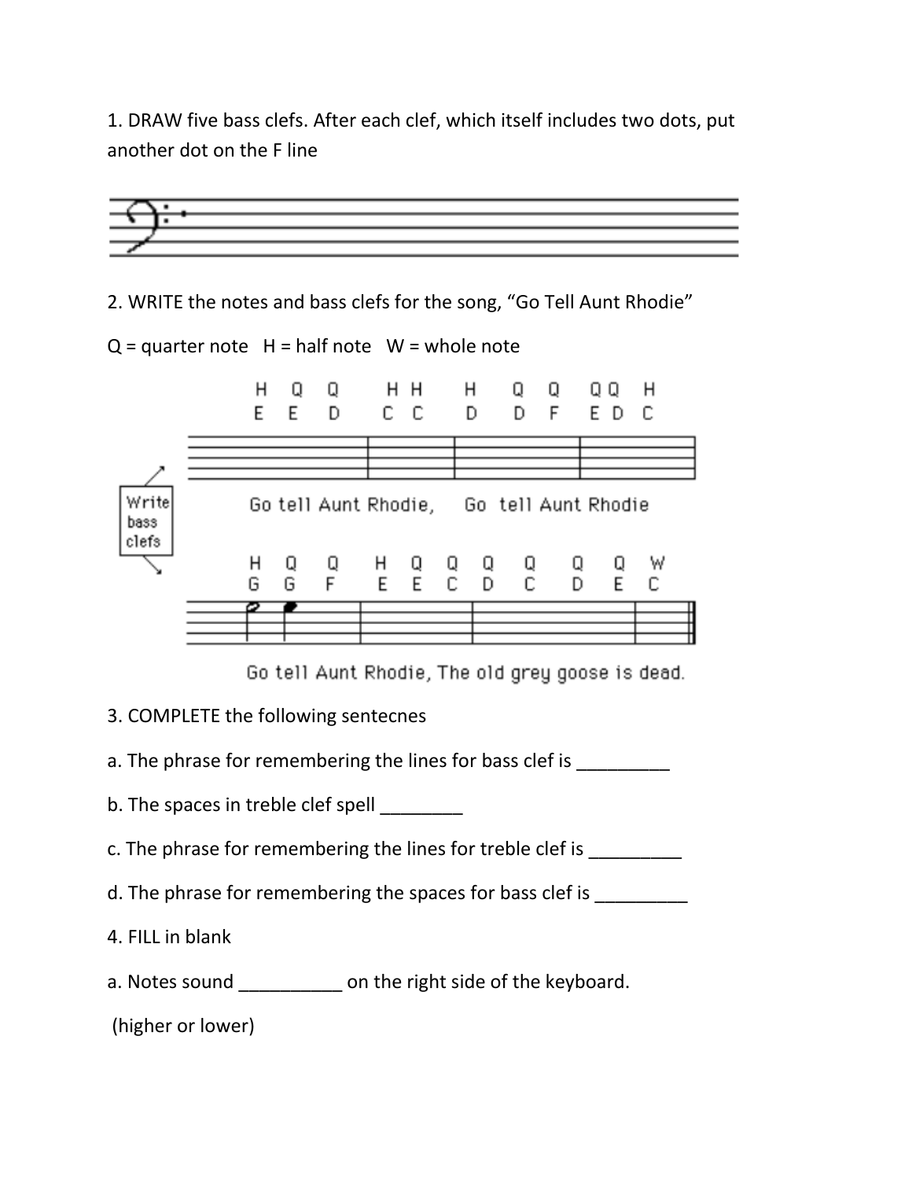1. DRAW five bass clefs. After each clef, which itself includes two dots, put another dot on the F line

2. WRITE the notes and bass clefs for the song, "Go Tell Aunt Rhodie"

Q = quarter note   H = half note   W = whole note

H Q Q   H H   H Q Q   Q Q H
E E D   C C   D D F   E D C

Write bass clefs

Go tell Aunt Rhodie,   Go tell Aunt Rhodie

H Q Q   H Q Q Q   Q Q Q   W
G G F   E E C D   C D E   C

Go tell Aunt Rhodie, The old grey goose is dead.

3. COMPLETE the following sentecnes

a. The phrase for remembering the lines for bass clef is _________

b. The spaces in treble clef spell ________

c. The phrase for remembering the lines for treble clef is _________

d. The phrase for remembering the spaces for bass clef is _________

4. FILL in blank

a. Notes sound __________ on the right side of the keyboard.

(higher or lower)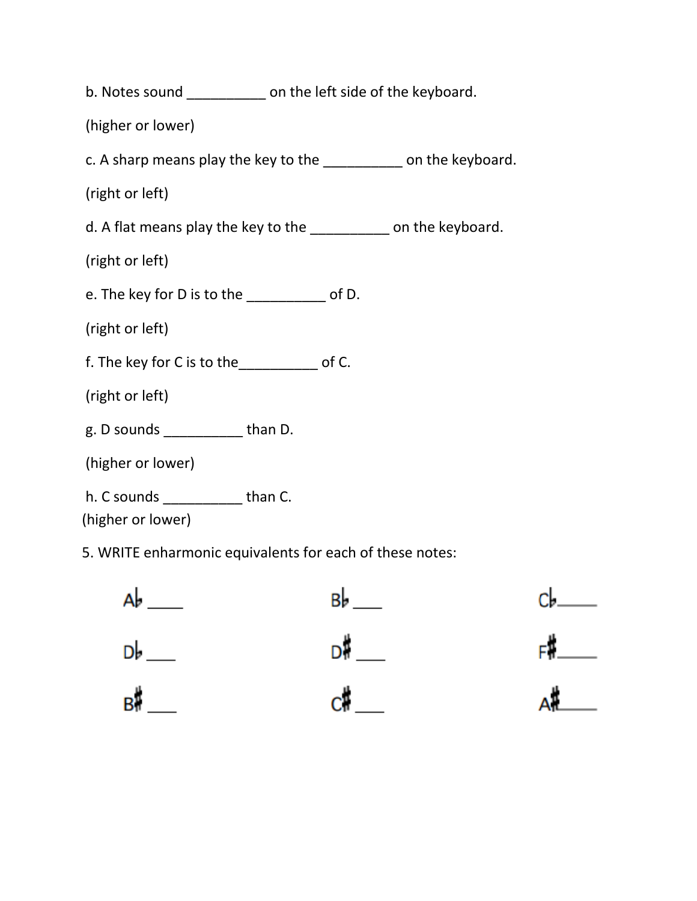b. Notes sound __________ on the left side of the keyboard.

(higher or lower)

c. A sharp means play the key to the __________ on the keyboard.

(right or left)

d. A flat means play the key to the __________ on the keyboard.

(right or left)

e. The key for D is to the __________ of D.

(right or left)

f. The key for C is to the__________ of C.

(right or left)

g. D sounds __________ than D.

(higher or lower)

h. C sounds __________ than C.

(higher or lower)

5. WRITE enharmonic equivalents for each of these notes:

| | | |
|---|---|---|
| A♭ ____ | B♭ ___ | C♭_____ |
| D♭ ___ | D♯ ___ | F♯_____ |
| B♯ ___ | C♯ ___ | A♯_____ |